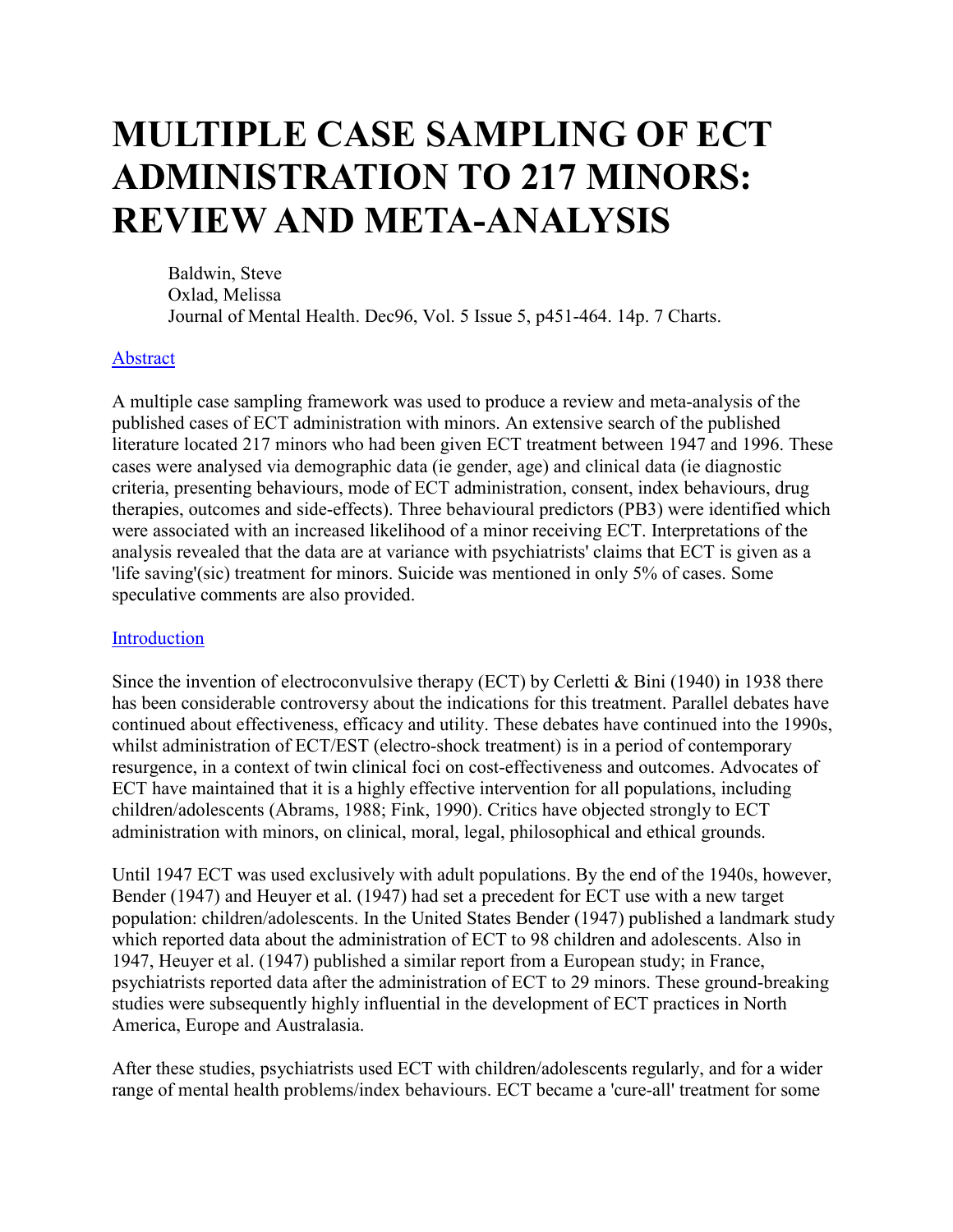# MULTIPLE CASE SAMPLING OF ECT ADMINISTRATION TO 217 MINORS: REVIEW AND META-ANALYSIS

Baldwin, Steve
Oxlad, Melissa
Journal of Mental Health. Dec96, Vol. 5 Issue 5, p451-464. 14p. 7 Charts.

## Abstract

A multiple case sampling framework was used to produce a review and meta-analysis of the published cases of ECT administration with minors. An extensive search of the published literature located 217 minors who had been given ECT treatment between 1947 and 1996. These cases were analysed via demographic data (ie gender, age) and clinical data (ie diagnostic criteria, presenting behaviours, mode of ECT administration, consent, index behaviours, drug therapies, outcomes and side-effects). Three behavioural predictors (PB3) were identified which were associated with an increased likelihood of a minor receiving ECT. Interpretations of the analysis revealed that the data are at variance with psychiatrists' claims that ECT is given as a 'life saving'(sic) treatment for minors. Suicide was mentioned in only 5% of cases. Some speculative comments are also provided.

## Introduction

Since the invention of electroconvulsive therapy (ECT) by Cerletti & Bini (1940) in 1938 there has been considerable controversy about the indications for this treatment. Parallel debates have continued about effectiveness, efficacy and utility. These debates have continued into the 1990s, whilst administration of ECT/EST (electro-shock treatment) is in a period of contemporary resurgence, in a context of twin clinical foci on cost-effectiveness and outcomes. Advocates of ECT have maintained that it is a highly effective intervention for all populations, including children/adolescents (Abrams, 1988; Fink, 1990). Critics have objected strongly to ECT administration with minors, on clinical, moral, legal, philosophical and ethical grounds.

Until 1947 ECT was used exclusively with adult populations. By the end of the 1940s, however, Bender (1947) and Heuyer et al. (1947) had set a precedent for ECT use with a new target population: children/adolescents. In the United States Bender (1947) published a landmark study which reported data about the administration of ECT to 98 children and adolescents. Also in 1947, Heuyer et al. (1947) published a similar report from a European study; in France, psychiatrists reported data after the administration of ECT to 29 minors. These ground-breaking studies were subsequently highly influential in the development of ECT practices in North America, Europe and Australasia.

After these studies, psychiatrists used ECT with children/adolescents regularly, and for a wider range of mental health problems/index behaviours. ECT became a 'cure-all' treatment for some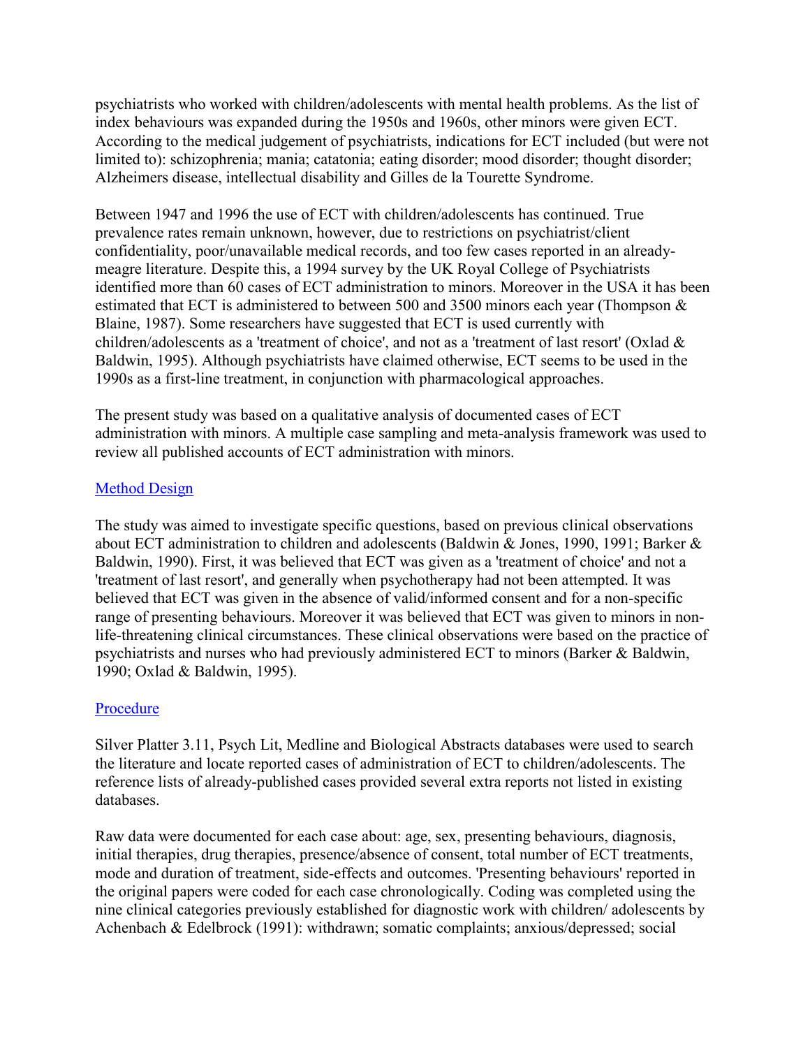psychiatrists who worked with children/adolescents with mental health problems. As the list of index behaviours was expanded during the 1950s and 1960s, other minors were given ECT. According to the medical judgement of psychiatrists, indications for ECT included (but were not limited to): schizophrenia; mania; catatonia; eating disorder; mood disorder; thought disorder; Alzheimers disease, intellectual disability and Gilles de la Tourette Syndrome.

Between 1947 and 1996 the use of ECT with children/adolescents has continued. True prevalence rates remain unknown, however, due to restrictions on psychiatrist/client confidentiality, poor/unavailable medical records, and too few cases reported in an already-meagre literature. Despite this, a 1994 survey by the UK Royal College of Psychiatrists identified more than 60 cases of ECT administration to minors. Moreover in the USA it has been estimated that ECT is administered to between 500 and 3500 minors each year (Thompson & Blaine, 1987). Some researchers have suggested that ECT is used currently with children/adolescents as a 'treatment of choice', and not as a 'treatment of last resort' (Oxlad & Baldwin, 1995). Although psychiatrists have claimed otherwise, ECT seems to be used in the 1990s as a first-line treatment, in conjunction with pharmacological approaches.

The present study was based on a qualitative analysis of documented cases of ECT administration with minors. A multiple case sampling and meta-analysis framework was used to review all published accounts of ECT administration with minors.

## Method Design

The study was aimed to investigate specific questions, based on previous clinical observations about ECT administration to children and adolescents (Baldwin & Jones, 1990, 1991; Barker & Baldwin, 1990). First, it was believed that ECT was given as a 'treatment of choice' and not a 'treatment of last resort', and generally when psychotherapy had not been attempted. It was believed that ECT was given in the absence of valid/informed consent and for a non-specific range of presenting behaviours. Moreover it was believed that ECT was given to minors in non-life-threatening clinical circumstances. These clinical observations were based on the practice of psychiatrists and nurses who had previously administered ECT to minors (Barker & Baldwin, 1990; Oxlad & Baldwin, 1995).

## Procedure

Silver Platter 3.11, Psych Lit, Medline and Biological Abstracts databases were used to search the literature and locate reported cases of administration of ECT to children/adolescents. The reference lists of already-published cases provided several extra reports not listed in existing databases.

Raw data were documented for each case about: age, sex, presenting behaviours, diagnosis, initial therapies, drug therapies, presence/absence of consent, total number of ECT treatments, mode and duration of treatment, side-effects and outcomes. 'Presenting behaviours' reported in the original papers were coded for each case chronologically. Coding was completed using the nine clinical categories previously established for diagnostic work with children/ adolescents by Achenbach & Edelbrock (1991): withdrawn; somatic complaints; anxious/depressed; social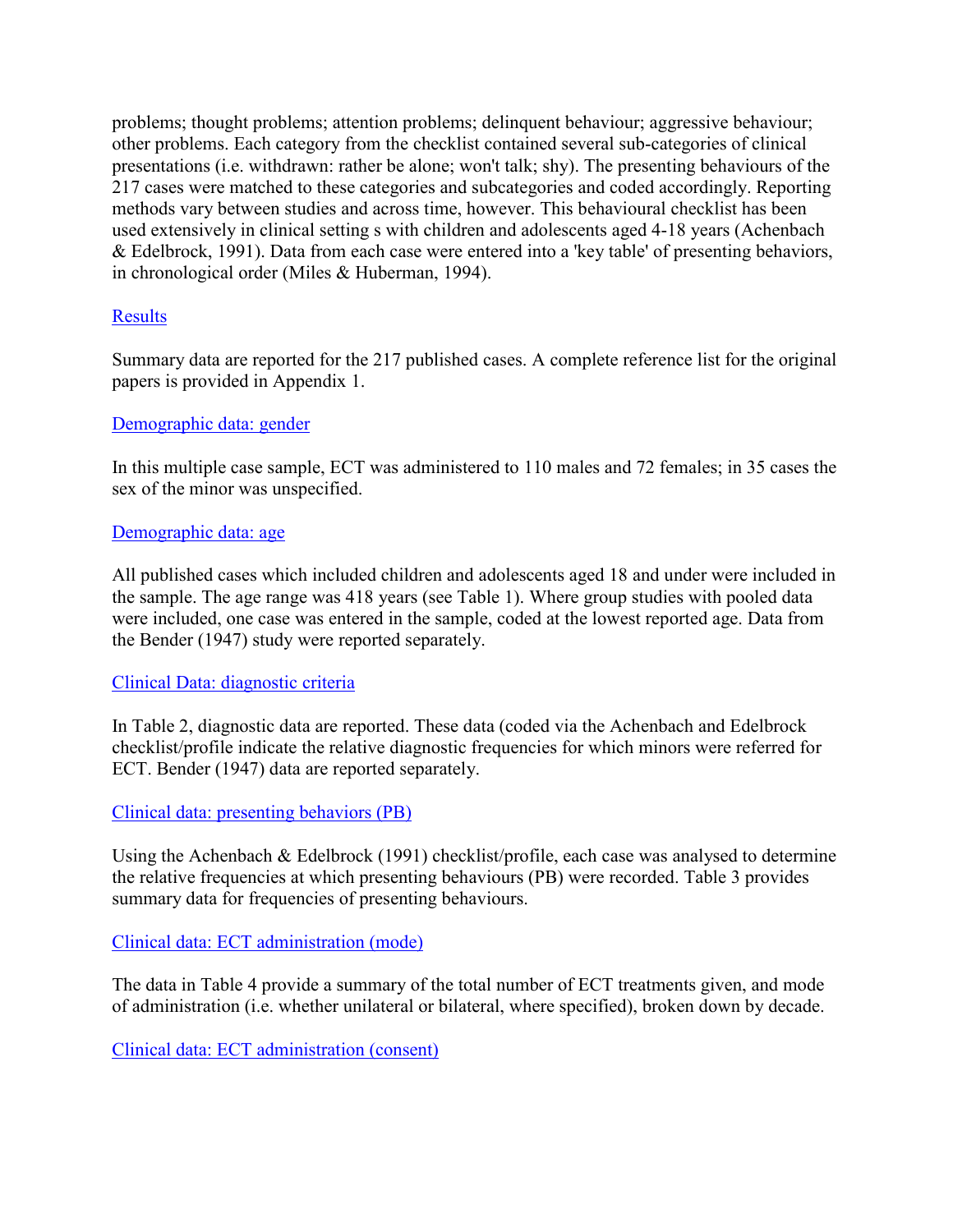problems; thought problems; attention problems; delinquent behaviour; aggressive behaviour; other problems. Each category from the checklist contained several sub-categories of clinical presentations (i.e. withdrawn: rather be alone; won't talk; shy). The presenting behaviours of the 217 cases were matched to these categories and subcategories and coded accordingly. Reporting methods vary between studies and across time, however. This behavioural checklist has been used extensively in clinical setting s with children and adolescents aged 4-18 years (Achenbach & Edelbrock, 1991). Data from each case were entered into a 'key table' of presenting behaviors, in chronological order (Miles & Huberman, 1994).

## Results

Summary data are reported for the 217 published cases. A complete reference list for the original papers is provided in Appendix 1.

### Demographic data: gender

In this multiple case sample, ECT was administered to 110 males and 72 females; in 35 cases the sex of the minor was unspecified.

### Demographic data: age

All published cases which included children and adolescents aged 18 and under were included in the sample. The age range was 418 years (see Table 1). Where group studies with pooled data were included, one case was entered in the sample, coded at the lowest reported age. Data from the Bender (1947) study were reported separately.

### Clinical Data: diagnostic criteria

In Table 2, diagnostic data are reported. These data (coded via the Achenbach and Edelbrock checklist/profile indicate the relative diagnostic frequencies for which minors were referred for ECT. Bender (1947) data are reported separately.

### Clinical data: presenting behaviors (PB)

Using the Achenbach & Edelbrock (1991) checklist/profile, each case was analysed to determine the relative frequencies at which presenting behaviours (PB) were recorded. Table 3 provides summary data for frequencies of presenting behaviours.

### Clinical data: ECT administration (mode)

The data in Table 4 provide a summary of the total number of ECT treatments given, and mode of administration (i.e. whether unilateral or bilateral, where specified), broken down by decade.

### Clinical data: ECT administration (consent)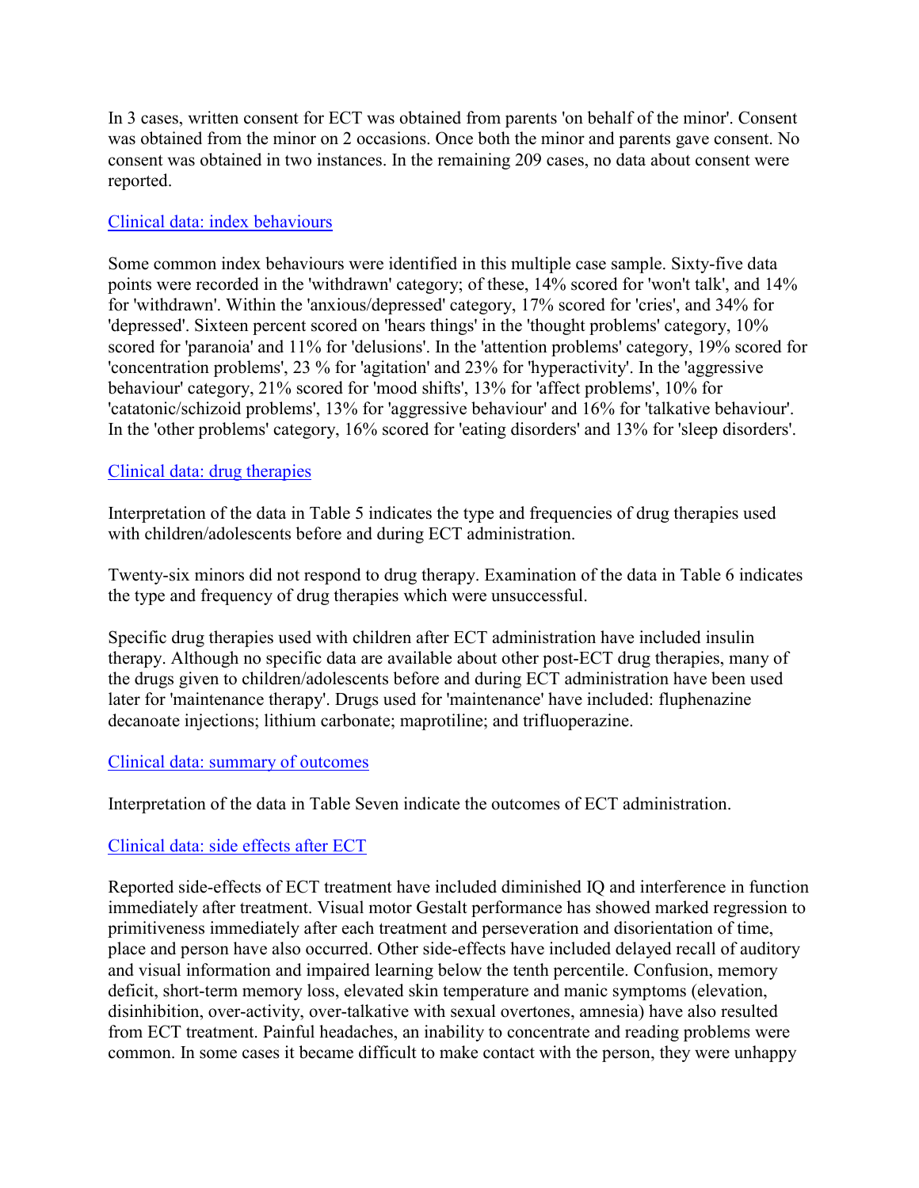In 3 cases, written consent for ECT was obtained from parents 'on behalf of the minor'. Consent was obtained from the minor on 2 occasions. Once both the minor and parents gave consent. No consent was obtained in two instances. In the remaining 209 cases, no data about consent were reported.

## Clinical data: index behaviours

Some common index behaviours were identified in this multiple case sample. Sixty-five data points were recorded in the 'withdrawn' category; of these, 14% scored for 'won't talk', and 14% for 'withdrawn'. Within the 'anxious/depressed' category, 17% scored for 'cries', and 34% for 'depressed'. Sixteen percent scored on 'hears things' in the 'thought problems' category, 10% scored for 'paranoia' and 11% for 'delusions'. In the 'attention problems' category, 19% scored for 'concentration problems', 23 % for 'agitation' and 23% for 'hyperactivity'. In the 'aggressive behaviour' category, 21% scored for 'mood shifts', 13% for 'affect problems', 10% for 'catatonic/schizoid problems', 13% for 'aggressive behaviour' and 16% for 'talkative behaviour'. In the 'other problems' category, 16% scored for 'eating disorders' and 13% for 'sleep disorders'.

## Clinical data: drug therapies

Interpretation of the data in Table 5 indicates the type and frequencies of drug therapies used with children/adolescents before and during ECT administration.

Twenty-six minors did not respond to drug therapy. Examination of the data in Table 6 indicates the type and frequency of drug therapies which were unsuccessful.

Specific drug therapies used with children after ECT administration have included insulin therapy. Although no specific data are available about other post-ECT drug therapies, many of the drugs given to children/adolescents before and during ECT administration have been used later for 'maintenance therapy'. Drugs used for 'maintenance' have included: fluphenazine decanoate injections; lithium carbonate; maprotiline; and trifluoperazine.

## Clinical data: summary of outcomes

Interpretation of the data in Table Seven indicate the outcomes of ECT administration.

## Clinical data: side effects after ECT

Reported side-effects of ECT treatment have included diminished IQ and interference in function immediately after treatment. Visual motor Gestalt performance has showed marked regression to primitiveness immediately after each treatment and perseveration and disorientation of time, place and person have also occurred. Other side-effects have included delayed recall of auditory and visual information and impaired learning below the tenth percentile. Confusion, memory deficit, short-term memory loss, elevated skin temperature and manic symptoms (elevation, disinhibition, over-activity, over-talkative with sexual overtones, amnesia) have also resulted from ECT treatment. Painful headaches, an inability to concentrate and reading problems were common. In some cases it became difficult to make contact with the person, they were unhappy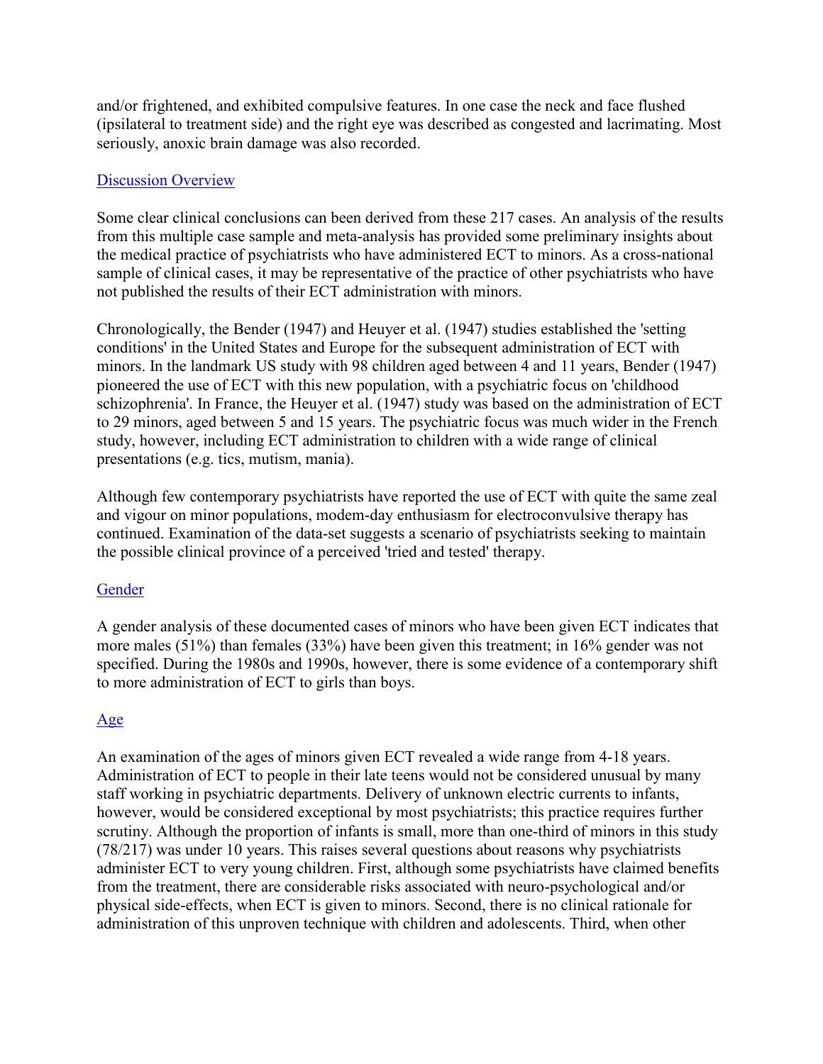and/or frightened, and exhibited compulsive features. In one case the neck and face flushed (ipsilateral to treatment side) and the right eye was described as congested and lacrimating. Most seriously, anoxic brain damage was also recorded.

## Discussion Overview

Some clear clinical conclusions can been derived from these 217 cases. An analysis of the results from this multiple case sample and meta-analysis has provided some preliminary insights about the medical practice of psychiatrists who have administered ECT to minors. As a cross-national sample of clinical cases, it may be representative of the practice of other psychiatrists who have not published the results of their ECT administration with minors.

Chronologically, the Bender (1947) and Heuyer et al. (1947) studies established the 'setting conditions' in the United States and Europe for the subsequent administration of ECT with minors. In the landmark US study with 98 children aged between 4 and 11 years, Bender (1947) pioneered the use of ECT with this new population, with a psychiatric focus on 'childhood schizophrenia'. In France, the Heuyer et al. (1947) study was based on the administration of ECT to 29 minors, aged between 5 and 15 years. The psychiatric focus was much wider in the French study, however, including ECT administration to children with a wide range of clinical presentations (e.g. tics, mutism, mania).

Although few contemporary psychiatrists have reported the use of ECT with quite the same zeal and vigour on minor populations, modem-day enthusiasm for electroconvulsive therapy has continued. Examination of the data-set suggests a scenario of psychiatrists seeking to maintain the possible clinical province of a perceived 'tried and tested' therapy.

## Gender

A gender analysis of these documented cases of minors who have been given ECT indicates that more males (51%) than females (33%) have been given this treatment; in 16% gender was not specified. During the 1980s and 1990s, however, there is some evidence of a contemporary shift to more administration of ECT to girls than boys.

## Age

An examination of the ages of minors given ECT revealed a wide range from 4-18 years. Administration of ECT to people in their late teens would not be considered unusual by many staff working in psychiatric departments. Delivery of unknown electric currents to infants, however, would be considered exceptional by most psychiatrists; this practice requires further scrutiny. Although the proportion of infants is small, more than one-third of minors in this study (78/217) was under 10 years. This raises several questions about reasons why psychiatrists administer ECT to very young children. First, although some psychiatrists have claimed benefits from the treatment, there are considerable risks associated with neuro-psychological and/or physical side-effects, when ECT is given to minors. Second, there is no clinical rationale for administration of this unproven technique with children and adolescents. Third, when other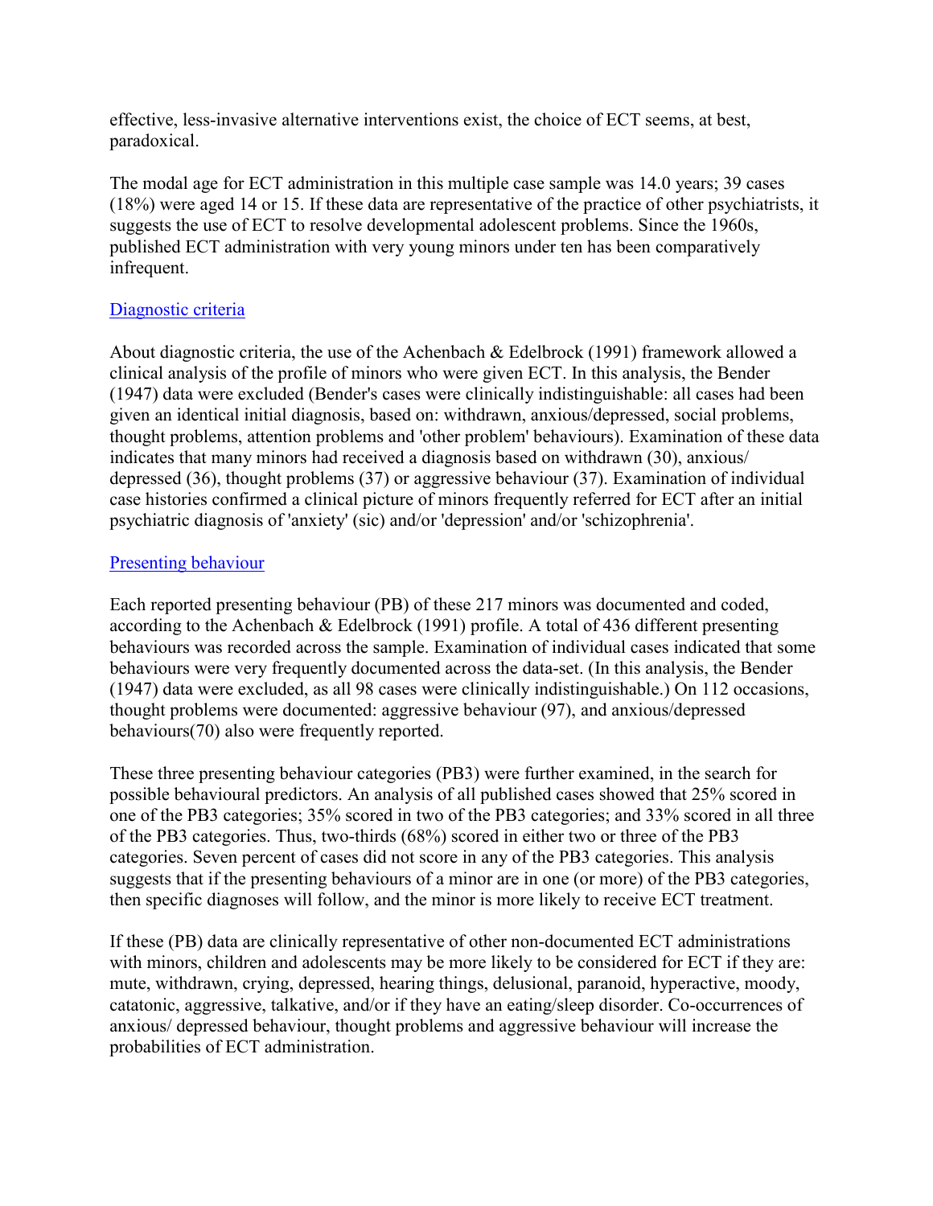effective, less-invasive alternative interventions exist, the choice of ECT seems, at best, paradoxical.

The modal age for ECT administration in this multiple case sample was 14.0 years; 39 cases (18%) were aged 14 or 15. If these data are representative of the practice of other psychiatrists, it suggests the use of ECT to resolve developmental adolescent problems. Since the 1960s, published ECT administration with very young minors under ten has been comparatively infrequent.

## Diagnostic criteria

About diagnostic criteria, the use of the Achenbach & Edelbrock (1991) framework allowed a clinical analysis of the profile of minors who were given ECT. In this analysis, the Bender (1947) data were excluded (Bender's cases were clinically indistinguishable: all cases had been given an identical initial diagnosis, based on: withdrawn, anxious/depressed, social problems, thought problems, attention problems and 'other problem' behaviours). Examination of these data indicates that many minors had received a diagnosis based on withdrawn (30), anxious/ depressed (36), thought problems (37) or aggressive behaviour (37). Examination of individual case histories confirmed a clinical picture of minors frequently referred for ECT after an initial psychiatric diagnosis of 'anxiety' (sic) and/or 'depression' and/or 'schizophrenia'.

## Presenting behaviour

Each reported presenting behaviour (PB) of these 217 minors was documented and coded, according to the Achenbach & Edelbrock (1991) profile. A total of 436 different presenting behaviours was recorded across the sample. Examination of individual cases indicated that some behaviours were very frequently documented across the data-set. (In this analysis, the Bender (1947) data were excluded, as all 98 cases were clinically indistinguishable.) On 112 occasions, thought problems were documented: aggressive behaviour (97), and anxious/depressed behaviours(70) also were frequently reported.

These three presenting behaviour categories (PB3) were further examined, in the search for possible behavioural predictors. An analysis of all published cases showed that 25% scored in one of the PB3 categories; 35% scored in two of the PB3 categories; and 33% scored in all three of the PB3 categories. Thus, two-thirds (68%) scored in either two or three of the PB3 categories. Seven percent of cases did not score in any of the PB3 categories. This analysis suggests that if the presenting behaviours of a minor are in one (or more) of the PB3 categories, then specific diagnoses will follow, and the minor is more likely to receive ECT treatment.

If these (PB) data are clinically representative of other non-documented ECT administrations with minors, children and adolescents may be more likely to be considered for ECT if they are: mute, withdrawn, crying, depressed, hearing things, delusional, paranoid, hyperactive, moody, catatonic, aggressive, talkative, and/or if they have an eating/sleep disorder. Co-occurrences of anxious/ depressed behaviour, thought problems and aggressive behaviour will increase the probabilities of ECT administration.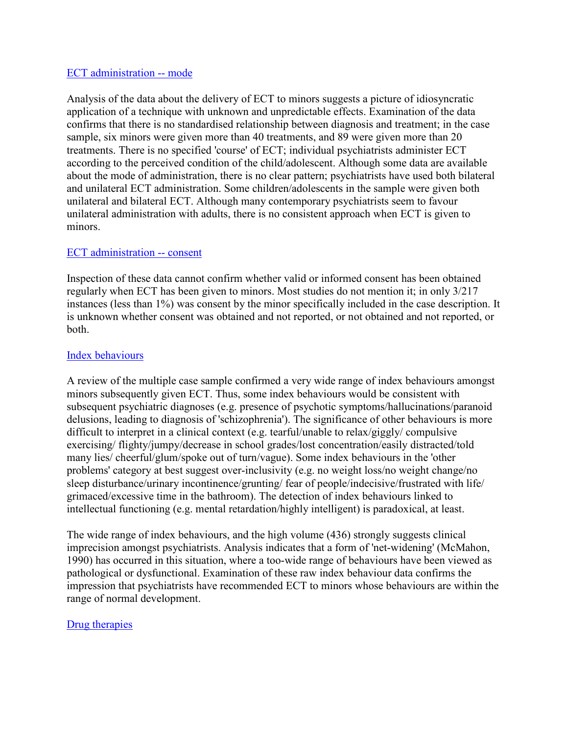[ECT administration -- mode]

Analysis of the data about the delivery of ECT to minors suggests a picture of idiosyncratic application of a technique with unknown and unpredictable effects. Examination of the data confirms that there is no standardised relationship between diagnosis and treatment; in the case sample, six minors were given more than 40 treatments, and 89 were given more than 20 treatments. There is no specified 'course' of ECT; individual psychiatrists administer ECT according to the perceived condition of the child/adolescent. Although some data are available about the mode of administration, there is no clear pattern; psychiatrists have used both bilateral and unilateral ECT administration. Some children/adolescents in the sample were given both unilateral and bilateral ECT. Although many contemporary psychiatrists seem to favour unilateral administration with adults, there is no consistent approach when ECT is given to minors.

[ECT administration -- consent]

Inspection of these data cannot confirm whether valid or informed consent has been obtained regularly when ECT has been given to minors. Most studies do not mention it; in only 3/217 instances (less than 1%) was consent by the minor specifically included in the case description. It is unknown whether consent was obtained and not reported, or not obtained and not reported, or both.

[Index behaviours]

A review of the multiple case sample confirmed a very wide range of index behaviours amongst minors subsequently given ECT. Thus, some index behaviours would be consistent with subsequent psychiatric diagnoses (e.g. presence of psychotic symptoms/hallucinations/paranoid delusions, leading to diagnosis of 'schizophrenia'). The significance of other behaviours is more difficult to interpret in a clinical context (e.g. tearful/unable to relax/giggly/ compulsive exercising/ flighty/jumpy/decrease in school grades/lost concentration/easily distracted/told many lies/ cheerful/glum/spoke out of turn/vague). Some index behaviours in the 'other problems' category at best suggest over-inclusivity (e.g. no weight loss/no weight change/no sleep disturbance/urinary incontinence/grunting/ fear of people/indecisive/frustrated with life/ grimaced/excessive time in the bathroom). The detection of index behaviours linked to intellectual functioning (e.g. mental retardation/highly intelligent) is paradoxical, at least.

The wide range of index behaviours, and the high volume (436) strongly suggests clinical imprecision amongst psychiatrists. Analysis indicates that a form of 'net-widening' (McMahon, 1990) has occurred in this situation, where a too-wide range of behaviours have been viewed as pathological or dysfunctional. Examination of these raw index behaviour data confirms the impression that psychiatrists have recommended ECT to minors whose behaviours are within the range of normal development.

[Drug therapies]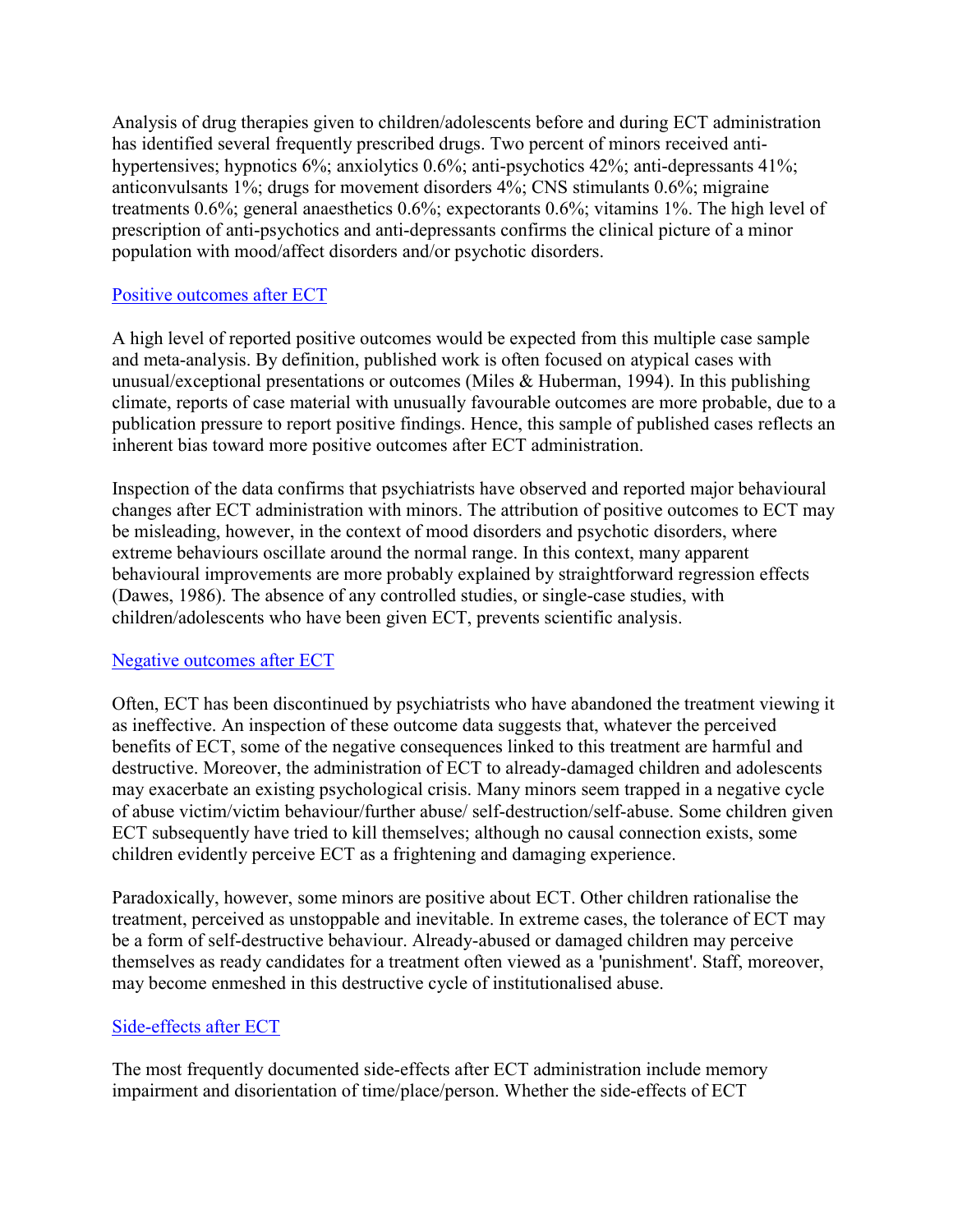Analysis of drug therapies given to children/adolescents before and during ECT administration has identified several frequently prescribed drugs. Two percent of minors received anti-hypertensives; hypnotics 6%; anxiolytics 0.6%; anti-psychotics 42%; anti-depressants 41%; anticonvulsants 1%; drugs for movement disorders 4%; CNS stimulants 0.6%; migraine treatments 0.6%; general anaesthetics 0.6%; expectorants 0.6%; vitamins 1%. The high level of prescription of anti-psychotics and anti-depressants confirms the clinical picture of a minor population with mood/affect disorders and/or psychotic disorders.

## Positive outcomes after ECT

A high level of reported positive outcomes would be expected from this multiple case sample and meta-analysis. By definition, published work is often focused on atypical cases with unusual/exceptional presentations or outcomes (Miles & Huberman, 1994). In this publishing climate, reports of case material with unusually favourable outcomes are more probable, due to a publication pressure to report positive findings. Hence, this sample of published cases reflects an inherent bias toward more positive outcomes after ECT administration.

Inspection of the data confirms that psychiatrists have observed and reported major behavioural changes after ECT administration with minors. The attribution of positive outcomes to ECT may be misleading, however, in the context of mood disorders and psychotic disorders, where extreme behaviours oscillate around the normal range. In this context, many apparent behavioural improvements are more probably explained by straightforward regression effects (Dawes, 1986). The absence of any controlled studies, or single-case studies, with children/adolescents who have been given ECT, prevents scientific analysis.

## Negative outcomes after ECT

Often, ECT has been discontinued by psychiatrists who have abandoned the treatment viewing it as ineffective. An inspection of these outcome data suggests that, whatever the perceived benefits of ECT, some of the negative consequences linked to this treatment are harmful and destructive. Moreover, the administration of ECT to already-damaged children and adolescents may exacerbate an existing psychological crisis. Many minors seem trapped in a negative cycle of abuse victim/victim behaviour/further abuse/ self-destruction/self-abuse. Some children given ECT subsequently have tried to kill themselves; although no causal connection exists, some children evidently perceive ECT as a frightening and damaging experience.

Paradoxically, however, some minors are positive about ECT. Other children rationalise the treatment, perceived as unstoppable and inevitable. In extreme cases, the tolerance of ECT may be a form of self-destructive behaviour. Already-abused or damaged children may perceive themselves as ready candidates for a treatment often viewed as a 'punishment'. Staff, moreover, may become enmeshed in this destructive cycle of institutionalised abuse.

## Side-effects after ECT

The most frequently documented side-effects after ECT administration include memory impairment and disorientation of time/place/person. Whether the side-effects of ECT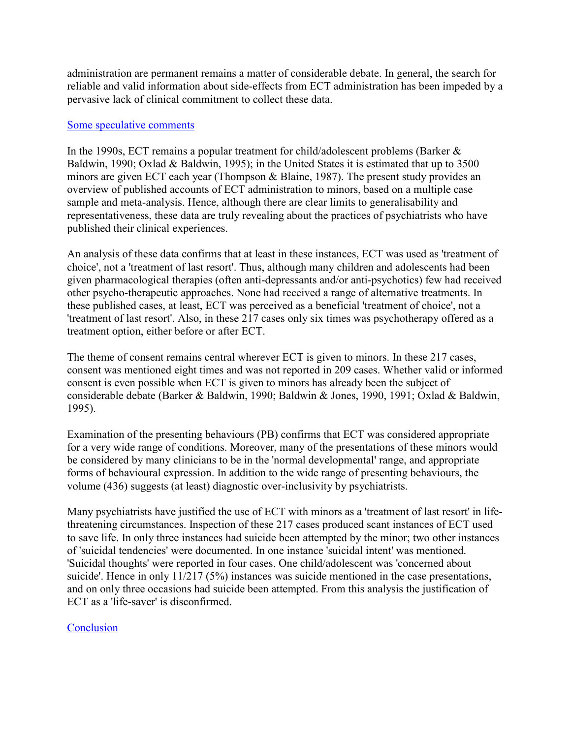administration are permanent remains a matter of considerable debate. In general, the search for reliable and valid information about side-effects from ECT administration has been impeded by a pervasive lack of clinical commitment to collect these data.

## Some speculative comments

In the 1990s, ECT remains a popular treatment for child/adolescent problems (Barker & Baldwin, 1990; Oxlad & Baldwin, 1995); in the United States it is estimated that up to 3500 minors are given ECT each year (Thompson & Blaine, 1987). The present study provides an overview of published accounts of ECT administration to minors, based on a multiple case sample and meta-analysis. Hence, although there are clear limits to generalisability and representativeness, these data are truly revealing about the practices of psychiatrists who have published their clinical experiences.

An analysis of these data confirms that at least in these instances, ECT was used as 'treatment of choice', not a 'treatment of last resort'. Thus, although many children and adolescents had been given pharmacological therapies (often anti-depressants and/or anti-psychotics) few had received other psycho-therapeutic approaches. None had received a range of alternative treatments. In these published cases, at least, ECT was perceived as a beneficial 'treatment of choice', not a 'treatment of last resort'. Also, in these 217 cases only six times was psychotherapy offered as a treatment option, either before or after ECT.

The theme of consent remains central wherever ECT is given to minors. In these 217 cases, consent was mentioned eight times and was not reported in 209 cases. Whether valid or informed consent is even possible when ECT is given to minors has already been the subject of considerable debate (Barker & Baldwin, 1990; Baldwin & Jones, 1990, 1991; Oxlad & Baldwin, 1995).

Examination of the presenting behaviours (PB) confirms that ECT was considered appropriate for a very wide range of conditions. Moreover, many of the presentations of these minors would be considered by many clinicians to be in the 'normal developmental' range, and appropriate forms of behavioural expression. In addition to the wide range of presenting behaviours, the volume (436) suggests (at least) diagnostic over-inclusivity by psychiatrists.

Many psychiatrists have justified the use of ECT with minors as a 'treatment of last resort' in life-threatening circumstances. Inspection of these 217 cases produced scant instances of ECT used to save life. In only three instances had suicide been attempted by the minor; two other instances of 'suicidal tendencies' were documented. In one instance 'suicidal intent' was mentioned. 'Suicidal thoughts' were reported in four cases. One child/adolescent was 'concerned about suicide'. Hence in only 11/217 (5%) instances was suicide mentioned in the case presentations, and on only three occasions had suicide been attempted. From this analysis the justification of ECT as a 'life-saver' is disconfirmed.

## Conclusion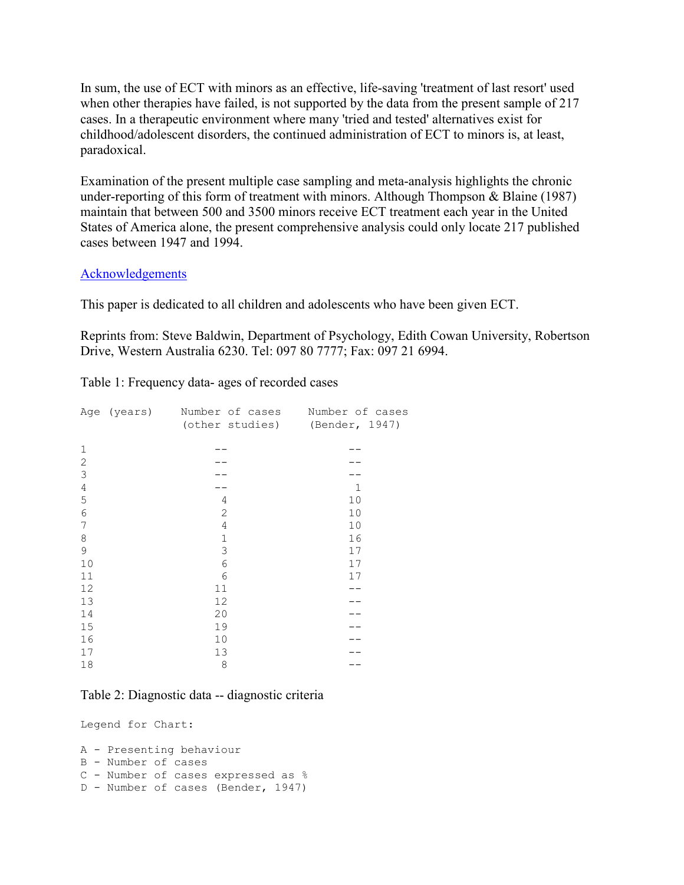In sum, the use of ECT with minors as an effective, life-saving 'treatment of last resort' used when other therapies have failed, is not supported by the data from the present sample of 217 cases. In a therapeutic environment where many 'tried and tested' alternatives exist for childhood/adolescent disorders, the continued administration of ECT to minors is, at least, paradoxical.

Examination of the present multiple case sampling and meta-analysis highlights the chronic under-reporting of this form of treatment with minors. Although Thompson & Blaine (1987) maintain that between 500 and 3500 minors receive ECT treatment each year in the United States of America alone, the present comprehensive analysis could only locate 217 published cases between 1947 and 1994.

Acknowledgements

This paper is dedicated to all children and adolescents who have been given ECT.

Reprints from: Steve Baldwin, Department of Psychology, Edith Cowan University, Robertson Drive, Western Australia 6230. Tel: 097 80 7777; Fax: 097 21 6994.

Table 1: Frequency data- ages of recorded cases

| Age (years) | Number of cases (other studies) | Number of cases (Bender, 1947) |
|---|---|---|
| 1 | -- | -- |
| 2 | -- | -- |
| 3 | -- | -- |
| 4 | -- | 1 |
| 5 | 4 | 10 |
| 6 | 2 | 10 |
| 7 | 4 | 10 |
| 8 | 1 | 16 |
| 9 | 3 | 17 |
| 10 | 6 | 17 |
| 11 | 6 | 17 |
| 12 | 11 | -- |
| 13 | 12 | -- |
| 14 | 20 | -- |
| 15 | 19 | -- |
| 16 | 10 | -- |
| 17 | 13 | -- |
| 18 | 8 | -- |

Table 2: Diagnostic data -- diagnostic criteria

Legend for Chart:

A - Presenting behaviour
B - Number of cases
C - Number of cases expressed as %
D - Number of cases (Bender, 1947)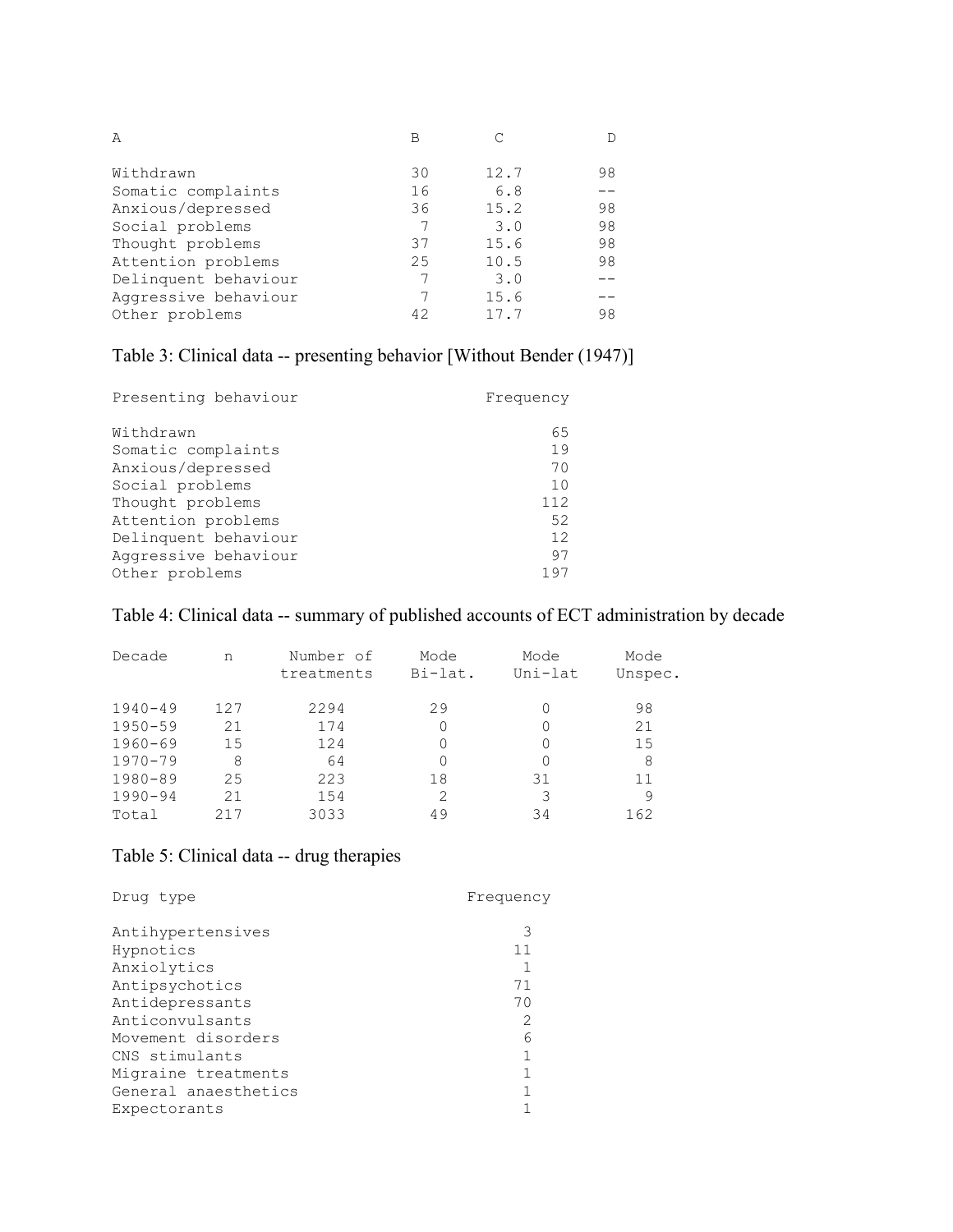| A | B | C | D |
|---|---|---|---|
| Withdrawn | 30 | 12.7 | 98 |
| Somatic complaints | 16 | 6.8 | -- |
| Anxious/depressed | 36 | 15.2 | 98 |
| Social problems | 7 | 3.0 | 98 |
| Thought problems | 37 | 15.6 | 98 |
| Attention problems | 25 | 10.5 | 98 |
| Delinquent behaviour | 7 | 3.0 | -- |
| Aggressive behaviour | 7 | 15.6 | -- |
| Other problems | 42 | 17.7 | 98 |

Table 3: Clinical data -- presenting behavior [Without Bender (1947)]

| Presenting behaviour | Frequency |
|---|---|
| Withdrawn | 65 |
| Somatic complaints | 19 |
| Anxious/depressed | 70 |
| Social problems | 10 |
| Thought problems | 112 |
| Attention problems | 52 |
| Delinquent behaviour | 12 |
| Aggressive behaviour | 97 |
| Other problems | 197 |

Table 4: Clinical data -- summary of published accounts of ECT administration by decade

| Decade | n | Number of treatments | Mode Bi-lat. | Mode Uni-lat | Mode Unspec. |
|---|---|---|---|---|---|
| 1940-49 | 127 | 2294 | 29 | 0 | 98 |
| 1950-59 | 21 | 174 | 0 | 0 | 21 |
| 1960-69 | 15 | 124 | 0 | 0 | 15 |
| 1970-79 | 8 | 64 | 0 | 0 | 8 |
| 1980-89 | 25 | 223 | 18 | 31 | 11 |
| 1990-94 | 21 | 154 | 2 | 3 | 9 |
| Total | 217 | 3033 | 49 | 34 | 162 |

Table 5: Clinical data -- drug therapies

| Drug type | Frequency |
|---|---|
| Antihypertensives | 3 |
| Hypnotics | 11 |
| Anxiolytics | 1 |
| Antipsychotics | 71 |
| Antidepressants | 70 |
| Anticonvulsants | 2 |
| Movement disorders | 6 |
| CNS stimulants | 1 |
| Migraine treatments | 1 |
| General anaesthetics | 1 |
| Expectorants | 1 |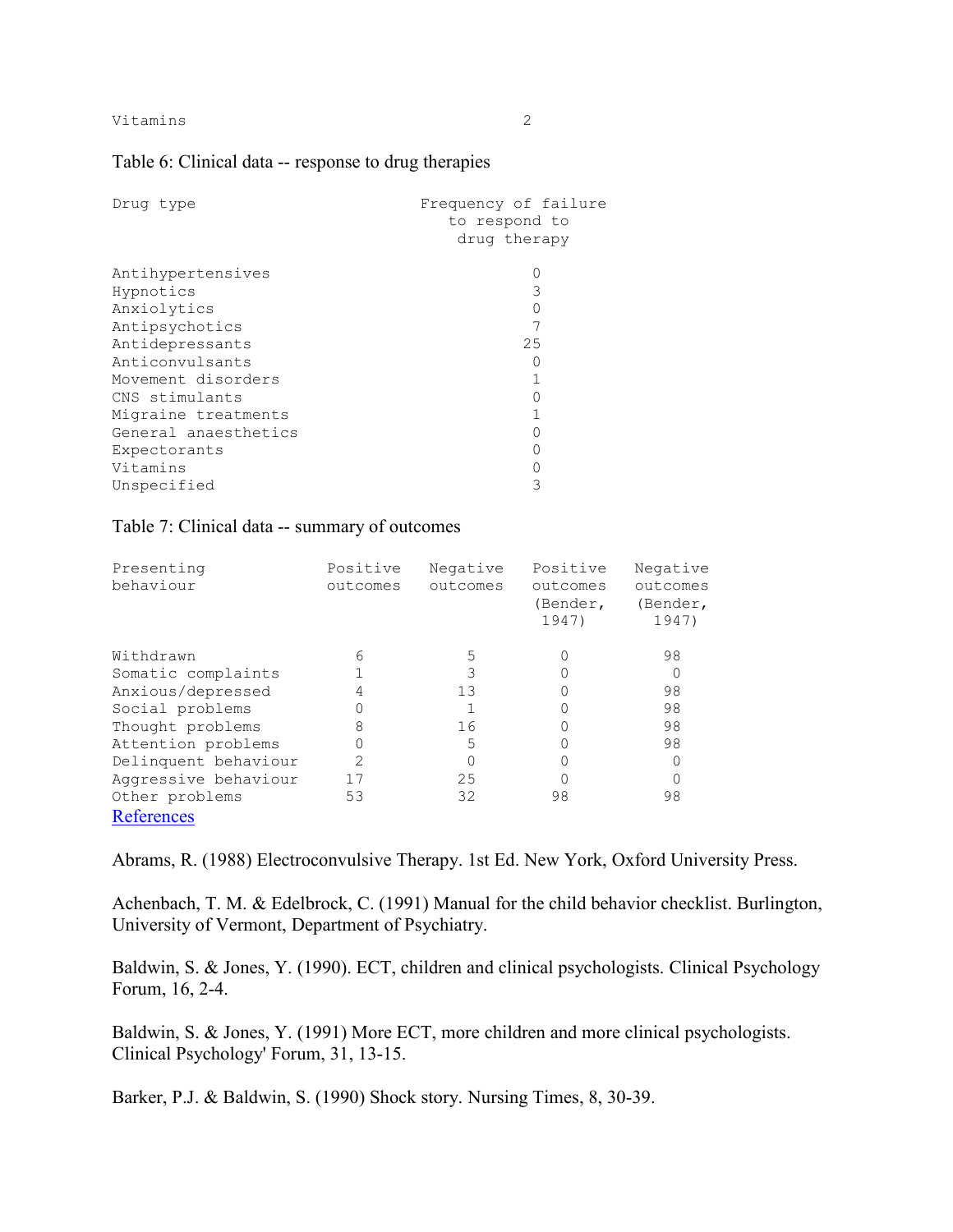| Vitamins | 2 |
|---|---|

Table 6: Clinical data -- response to drug therapies

| Drug type | Frequency of failure to respond to drug therapy |
|---|---|
| Antihypertensives | 0 |
| Hypnotics | 3 |
| Anxiolytics | 0 |
| Antipsychotics | 7 |
| Antidepressants | 25 |
| Anticonvulsants | 0 |
| Movement disorders | 1 |
| CNS stimulants | 0 |
| Migraine treatments | 1 |
| General anaesthetics | 0 |
| Expectorants | 0 |
| Vitamins | 0 |
| Unspecified | 3 |

Table 7: Clinical data -- summary of outcomes

| Presenting behaviour | Positive outcomes | Negative outcomes | Positive outcomes (Bender, 1947) | Negative outcomes (Bender, 1947) |
|---|---|---|---|---|
| Withdrawn | 6 | 5 | 0 | 98 |
| Somatic complaints | 1 | 3 | 0 | 0 |
| Anxious/depressed | 4 | 13 | 0 | 98 |
| Social problems | 0 | 1 | 0 | 98 |
| Thought problems | 8 | 16 | 0 | 98 |
| Attention problems | 0 | 5 | 0 | 98 |
| Delinquent behaviour | 2 | 0 | 0 | 0 |
| Aggressive behaviour | 17 | 25 | 0 | 0 |
| Other problems | 53 | 32 | 98 | 98 |

## References

Abrams, R. (1988) Electroconvulsive Therapy. 1st Ed. New York, Oxford University Press.

Achenbach, T. M. & Edelbrock, C. (1991) Manual for the child behavior checklist. Burlington, University of Vermont, Department of Psychiatry.

Baldwin, S. & Jones, Y. (1990). ECT, children and clinical psychologists. Clinical Psychology Forum, 16, 2-4.

Baldwin, S. & Jones, Y. (1991) More ECT, more children and more clinical psychologists. Clinical Psychology' Forum, 31, 13-15.

Barker, P.J. & Baldwin, S. (1990) Shock story. Nursing Times, 8, 30-39.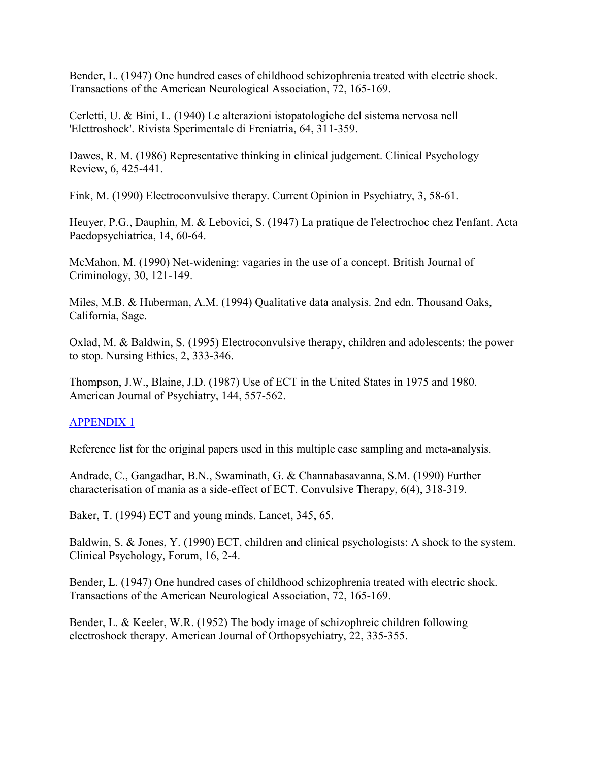Bender, L. (1947) One hundred cases of childhood schizophrenia treated with electric shock. Transactions of the American Neurological Association, 72, 165-169.

Cerletti, U. & Bini, L. (1940) Le alterazioni istopatologiche del sistema nervosa nell 'Elettroshock'. Rivista Sperimentale di Freniatria, 64, 311-359.

Dawes, R. M. (1986) Representative thinking in clinical judgement. Clinical Psychology Review, 6, 425-441.

Fink, M. (1990) Electroconvulsive therapy. Current Opinion in Psychiatry, 3, 58-61.

Heuyer, P.G., Dauphin, M. & Lebovici, S. (1947) La pratique de l'electrochoc chez l'enfant. Acta Paedopsychiatrica, 14, 60-64.

McMahon, M. (1990) Net-widening: vagaries in the use of a concept. British Journal of Criminology, 30, 121-149.

Miles, M.B. & Huberman, A.M. (1994) Qualitative data analysis. 2nd edn. Thousand Oaks, California, Sage.

Oxlad, M. & Baldwin, S. (1995) Electroconvulsive therapy, children and adolescents: the power to stop. Nursing Ethics, 2, 333-346.

Thompson, J.W., Blaine, J.D. (1987) Use of ECT in the United States in 1975 and 1980. American Journal of Psychiatry, 144, 557-562.

## APPENDIX 1

Reference list for the original papers used in this multiple case sampling and meta-analysis.

Andrade, C., Gangadhar, B.N., Swaminath, G. & Channabasavanna, S.M. (1990) Further characterisation of mania as a side-effect of ECT. Convulsive Therapy, 6(4), 318-319.

Baker, T. (1994) ECT and young minds. Lancet, 345, 65.

Baldwin, S. & Jones, Y. (1990) ECT, children and clinical psychologists: A shock to the system. Clinical Psychology, Forum, 16, 2-4.

Bender, L. (1947) One hundred cases of childhood schizophrenia treated with electric shock. Transactions of the American Neurological Association, 72, 165-169.

Bender, L. & Keeler, W.R. (1952) The body image of schizophreic children following electroshock therapy. American Journal of Orthopsychiatry, 22, 335-355.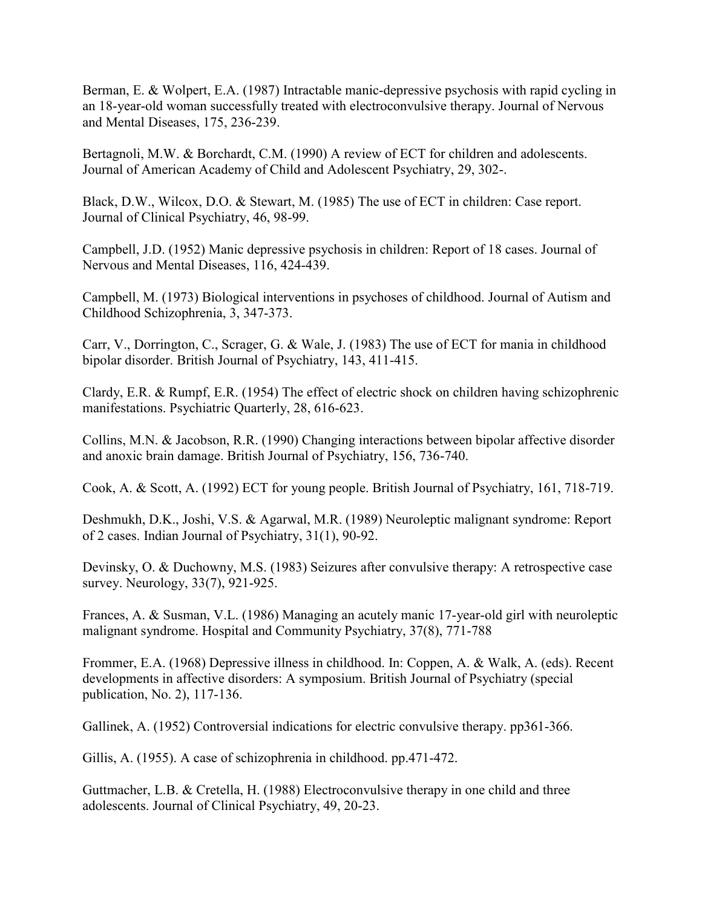Berman, E. & Wolpert, E.A. (1987) Intractable manic-depressive psychosis with rapid cycling in an 18-year-old woman successfully treated with electroconvulsive therapy. Journal of Nervous and Mental Diseases, 175, 236-239.

Bertagnoli, M.W. & Borchardt, C.M. (1990) A review of ECT for children and adolescents. Journal of American Academy of Child and Adolescent Psychiatry, 29, 302-.

Black, D.W., Wilcox, D.O. & Stewart, M. (1985) The use of ECT in children: Case report. Journal of Clinical Psychiatry, 46, 98-99.

Campbell, J.D. (1952) Manic depressive psychosis in children: Report of 18 cases. Journal of Nervous and Mental Diseases, 116, 424-439.

Campbell, M. (1973) Biological interventions in psychoses of childhood. Journal of Autism and Childhood Schizophrenia, 3, 347-373.

Carr, V., Dorrington, C., Scrager, G. & Wale, J. (1983) The use of ECT for mania in childhood bipolar disorder. British Journal of Psychiatry, 143, 411-415.

Clardy, E.R. & Rumpf, E.R. (1954) The effect of electric shock on children having schizophrenic manifestations. Psychiatric Quarterly, 28, 616-623.

Collins, M.N. & Jacobson, R.R. (1990) Changing interactions between bipolar affective disorder and anoxic brain damage. British Journal of Psychiatry, 156, 736-740.

Cook, A. & Scott, A. (1992) ECT for young people. British Journal of Psychiatry, 161, 718-719.

Deshmukh, D.K., Joshi, V.S. & Agarwal, M.R. (1989) Neuroleptic malignant syndrome: Report of 2 cases. Indian Journal of Psychiatry, 31(1), 90-92.

Devinsky, O. & Duchowny, M.S. (1983) Seizures after convulsive therapy: A retrospective case survey. Neurology, 33(7), 921-925.

Frances, A. & Susman, V.L. (1986) Managing an acutely manic 17-year-old girl with neuroleptic malignant syndrome. Hospital and Community Psychiatry, 37(8), 771-788

Frommer, E.A. (1968) Depressive illness in childhood. In: Coppen, A. & Walk, A. (eds). Recent developments in affective disorders: A symposium. British Journal of Psychiatry (special publication, No. 2), 117-136.

Gallinek, A. (1952) Controversial indications for electric convulsive therapy. pp361-366.

Gillis, A. (1955). A case of schizophrenia in childhood. pp.471-472.

Guttmacher, L.B. & Cretella, H. (1988) Electroconvulsive therapy in one child and three adolescents. Journal of Clinical Psychiatry, 49, 20-23.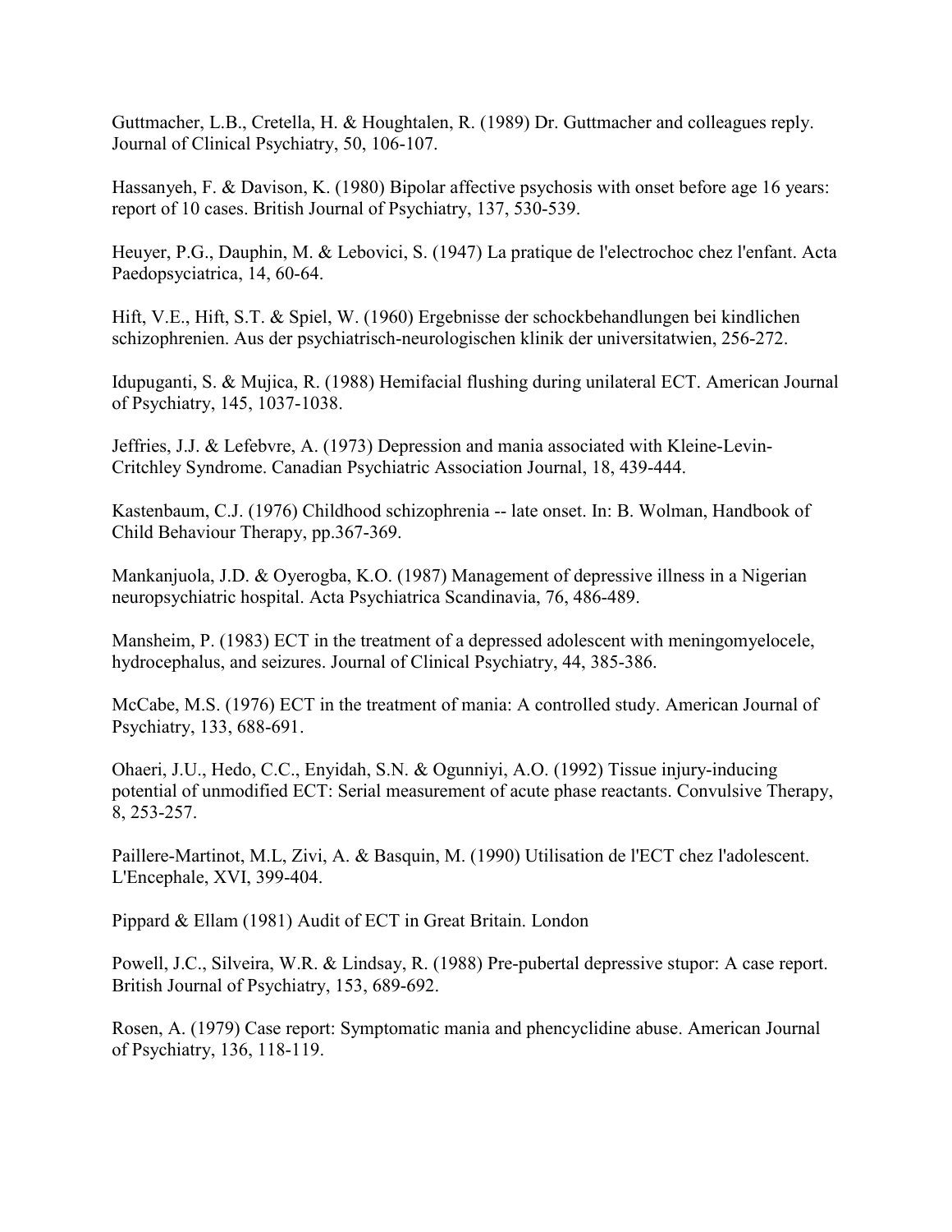Guttmacher, L.B., Cretella, H. & Houghtalen, R. (1989) Dr. Guttmacher and colleagues reply. Journal of Clinical Psychiatry, 50, 106-107.

Hassanyeh, F. & Davison, K. (1980) Bipolar affective psychosis with onset before age 16 years: report of 10 cases. British Journal of Psychiatry, 137, 530-539.

Heuyer, P.G., Dauphin, M. & Lebovici, S. (1947) La pratique de l'electrochoc chez l'enfant. Acta Paedopsyciatrica, 14, 60-64.

Hift, V.E., Hift, S.T. & Spiel, W. (1960) Ergebnisse der schockbehandlungen bei kindlichen schizophrenien. Aus der psychiatrisch-neurologischen klinik der universitatwien, 256-272.

Idupuganti, S. & Mujica, R. (1988) Hemifacial flushing during unilateral ECT. American Journal of Psychiatry, 145, 1037-1038.

Jeffries, J.J. & Lefebvre, A. (1973) Depression and mania associated with Kleine-Levin-Critchley Syndrome. Canadian Psychiatric Association Journal, 18, 439-444.

Kastenbaum, C.J. (1976) Childhood schizophrenia -- late onset. In: B. Wolman, Handbook of Child Behaviour Therapy, pp.367-369.

Mankanjuola, J.D. & Oyerogba, K.O. (1987) Management of depressive illness in a Nigerian neuropsychiatric hospital. Acta Psychiatrica Scandinavia, 76, 486-489.

Mansheim, P. (1983) ECT in the treatment of a depressed adolescent with meningomyelocele, hydrocephalus, and seizures. Journal of Clinical Psychiatry, 44, 385-386.

McCabe, M.S. (1976) ECT in the treatment of mania: A controlled study. American Journal of Psychiatry, 133, 688-691.

Ohaeri, J.U., Hedo, C.C., Enyidah, S.N. & Ogunniyi, A.O. (1992) Tissue injury-inducing potential of unmodified ECT: Serial measurement of acute phase reactants. Convulsive Therapy, 8, 253-257.

Paillere-Martinot, M.L, Zivi, A. & Basquin, M. (1990) Utilisation de l'ECT chez l'adolescent. L'Encephale, XVI, 399-404.

Pippard & Ellam (1981) Audit of ECT in Great Britain. London

Powell, J.C., Silveira, W.R. & Lindsay, R. (1988) Pre-pubertal depressive stupor: A case report. British Journal of Psychiatry, 153, 689-692.

Rosen, A. (1979) Case report: Symptomatic mania and phencyclidine abuse. American Journal of Psychiatry, 136, 118-119.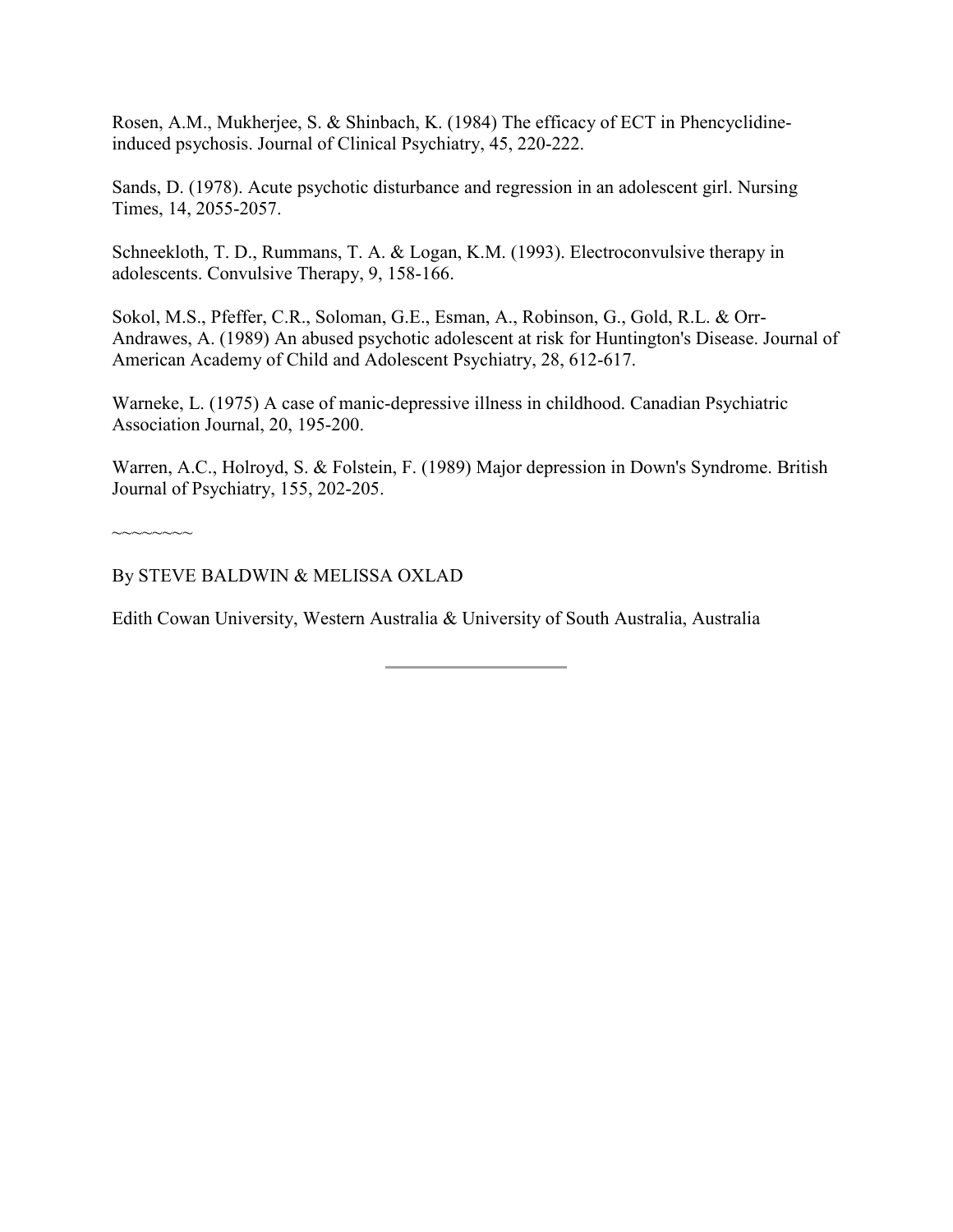Rosen, A.M., Mukherjee, S. & Shinbach, K. (1984) The efficacy of ECT in Phencyclidine-induced psychosis. Journal of Clinical Psychiatry, 45, 220-222.

Sands, D. (1978). Acute psychotic disturbance and regression in an adolescent girl. Nursing Times, 14, 2055-2057.

Schneekloth, T. D., Rummans, T. A. & Logan, K.M. (1993). Electroconvulsive therapy in adolescents. Convulsive Therapy, 9, 158-166.

Sokol, M.S., Pfeffer, C.R., Soloman, G.E., Esman, A., Robinson, G., Gold, R.L. & Orr-Andrawes, A. (1989) An abused psychotic adolescent at risk for Huntington's Disease. Journal of American Academy of Child and Adolescent Psychiatry, 28, 612-617.

Warneke, L. (1975) A case of manic-depressive illness in childhood. Canadian Psychiatric Association Journal, 20, 195-200.

Warren, A.C., Holroyd, S. & Folstein, F. (1989) Major depression in Down's Syndrome. British Journal of Psychiatry, 155, 202-205.

~~~~~~~~

By STEVE BALDWIN & MELISSA OXLAD

Edith Cowan University, Western Australia & University of South Australia, Australia

---